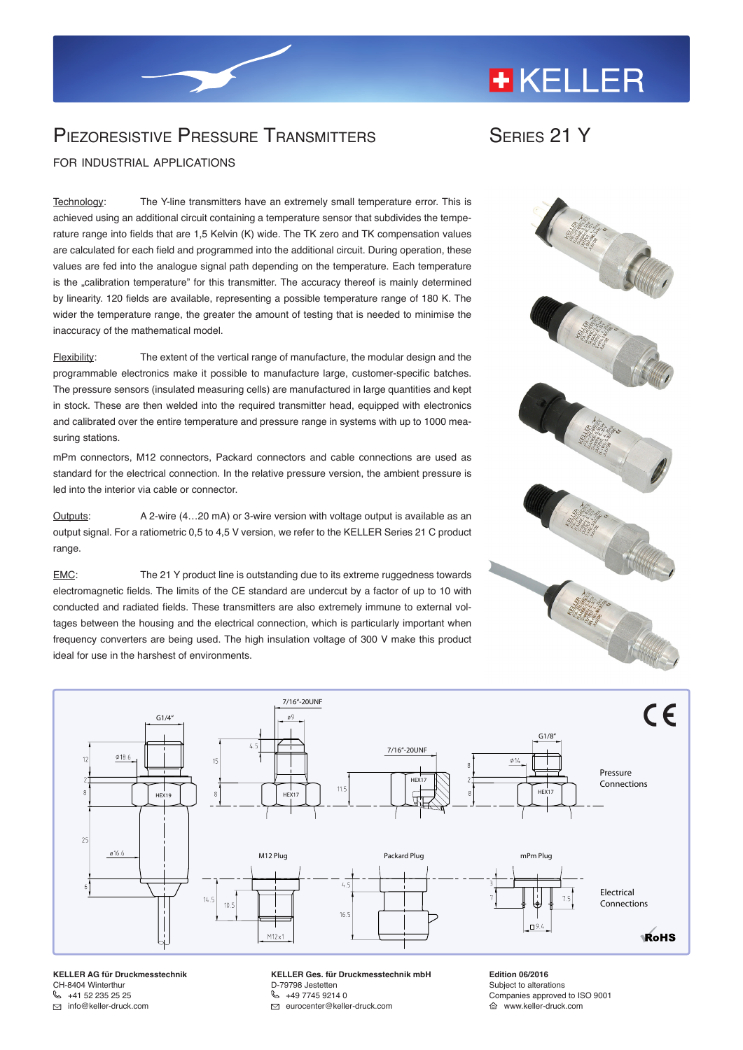# Piezoresistive Pressure Transmitters

# Series 21 Y

FOR INDUSTRIAL APPLICATIONS

Technology: The Y-line transmitters have an extremely small temperature error. This is achieved using an additional circuit containing a temperature sensor that subdivides the temperature range into fields that are 1,5 Kelvin (K) wide. The TK zero and TK compensation values are calculated for each field and programmed into the additional circuit. During operation, these values are fed into the analogue signal path depending on the temperature. Each temperature is the „calibration temperature" for this transmitter. The accuracy thereof is mainly determined by linearity. 120 fields are available, representing a possible temperature range of 180 K. The wider the temperature range, the greater the amount of testing that is needed to minimise the inaccuracy of the mathematical model.

Flexibility: The extent of the vertical range of manufacture, the modular design and the programmable electronics make it possible to manufacture large, customer-specific batches. The pressure sensors (insulated measuring cells) are manufactured in large quantities and kept in stock. These are then welded into the required transmitter head, equipped with electronics and calibrated over the entire temperature and pressure range in systems with up to 1000 measuring stations.

mPm connectors, M12 connectors, Packard connectors and cable connections are used as standard for the electrical connection. In the relative pressure version, the ambient pressure is led into the interior via cable or connector.

Outputs: A 2-wire (4…20 mA) or 3-wire version with voltage output is available as an output signal. For a ratiometric 0,5 to 4,5 V version, we refer to the KELLER Series 21 C product range.

EMC: The 21 Y product line is outstanding due to its extreme ruggedness towards electromagnetic fields. The limits of the CE standard are undercut by a factor of up to 10 with conducted and radiated fields. These transmitters are also extremely immune to external voltages between the housing and the electrical connection, which is particularly important when frequency converters are being used. The high insulation voltage of 300 V make this product ideal for use in the harshest of environments.

Pressure Connections: G1/4" (HEX19), 7/16"-20UNF (HEX17), 7/16"-20UNF (HEX17), G1/8" (HEX17)

Electrical Connections: M12 Plug, Packard Plug, mPm Plug

**KELLER AG für Druckmesstechnik**
CH-8404 Winterthur
+41 52 235 25 25
info@keller-druck.com

**KELLER Ges. für Druckmesstechnik mbH**
D-79798 Jestetten
+49 7745 9214 0
eurocenter@keller-druck.com

**Edition 06/2016**
Subject to alterations
Companies approved to ISO 9001
www.keller-druck.com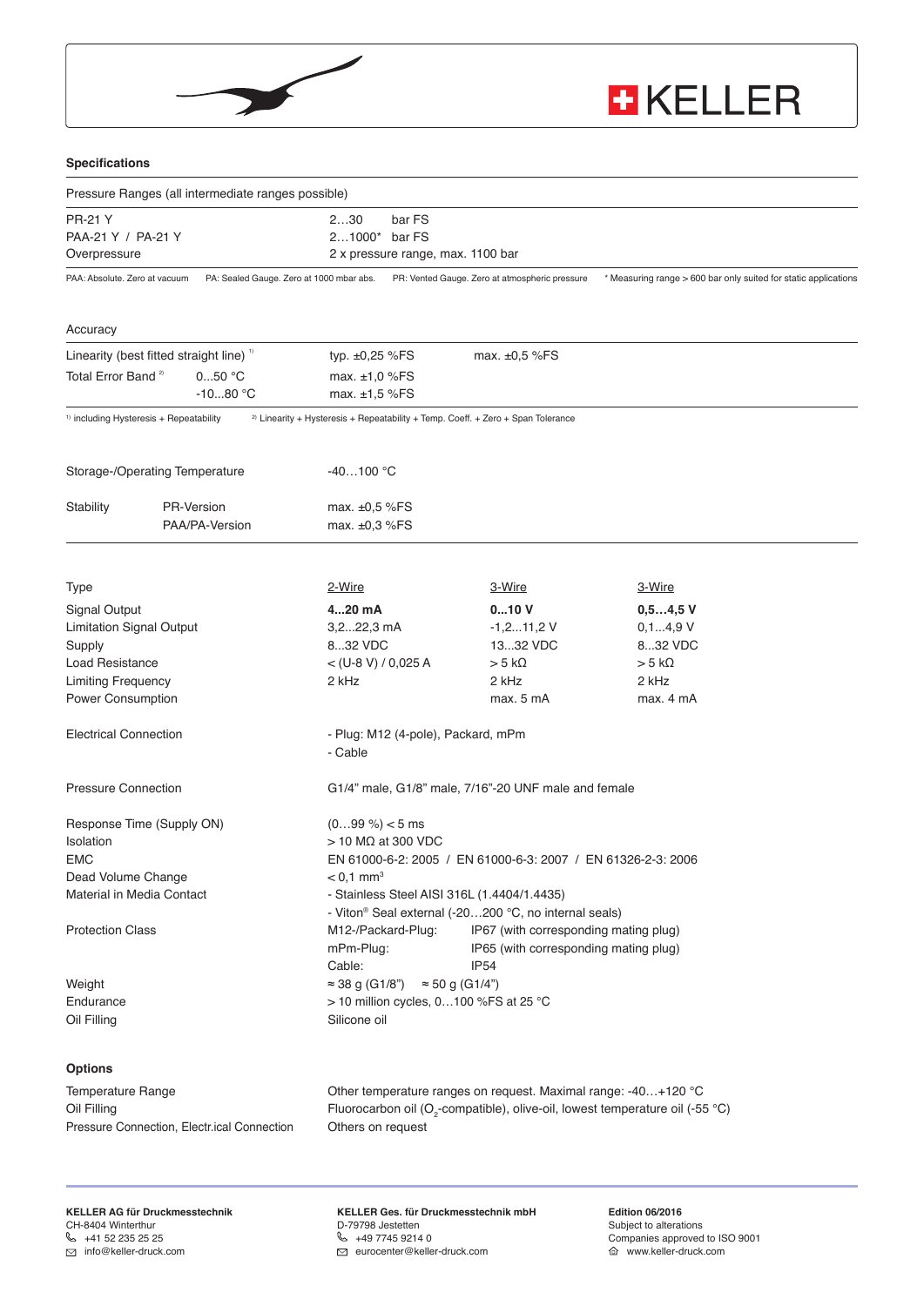## Specifications

| Pressure Ranges (all intermediate ranges possible) | |
|---|---|
| PR-21 Y | 2…30 bar FS |
| PAA-21 Y / PA-21 Y | 2…1000* bar FS |
| Overpressure | 2 x pressure range, max. 1100 bar |

PAA: Absolute. Zero at vacuum   PA: Sealed Gauge. Zero at 1000 mbar abs.   PR: Vented Gauge. Zero at atmospheric pressure   * Measuring range > 600 bar only suited for static applications

| Accuracy | | | |
|---|---|---|---|
| Linearity (best fitted straight line) [1] | | typ. ±0,25 %FS | max. ±0,5 %FS |
| Total Error Band [2] | 0...50 °C | max. ±1,0 %FS | |
| | -10...80 °C | max. ±1,5 %FS | |

[1] including Hysteresis + Repeatability   [2] Linearity + Hysteresis + Repeatability + Temp. Coeff. + Zero + Span Tolerance

| | | |
|---|---|---|
| Storage-/Operating Temperature | | -40…100 °C |
| Stability | PR-Version | max. ±0,5 %FS |
| | PAA/PA-Version | max. ±0,3 %FS |

| Type | 2-Wire | 3-Wire | 3-Wire |
|---|---|---|---|
| Signal Output | **4...20 mA** | **0...10 V** | **0,5…4,5 V** |
| Limitation Signal Output | 3,2...22,3 mA | -1,2...11,2 V | 0,1...4,9 V |
| Supply | 8...32 VDC | 13...32 VDC | 8...32 VDC |
| Load Resistance | < (U-8 V) / 0,025 A | > 5 kΩ | > 5 kΩ |
| Limiting Frequency | 2 kHz | 2 kHz | 2 kHz |
| Power Consumption | | max. 5 mA | max. 4 mA |

| | |
|---|---|
| Electrical Connection | - Plug: M12 (4-pole), Packard, mPm<br>- Cable |
| Pressure Connection | G1/4" male, G1/8" male, 7/16"-20 UNF male and female |
| Response Time (Supply ON) | (0…99 %) < 5 ms |
| Isolation | > 10 MΩ at 300 VDC |
| EMC | EN 61000-6-2: 2005 / EN 61000-6-3: 2007 / EN 61326-2-3: 2006 |
| Dead Volume Change | < 0,1 mm³ |
| Material in Media Contact | - Stainless Steel AISI 316L (1.4404/1.4435)<br>- Viton® Seal external (-20…200 °C, no internal seals) |
| Protection Class | M12-/Packard-Plug: IP67 (with corresponding mating plug)<br>mPm-Plug: IP65 (with corresponding mating plug)<br>Cable: IP54 |
| Weight | ≈ 38 g (G1/8") ≈ 50 g (G1/4") |
| Endurance | > 10 million cycles, 0…100 %FS at 25 °C |
| Oil Filling | Silicone oil |

### Options

| | |
|---|---|
| Temperature Range | Other temperature ranges on request. Maximal range: -40…+120 °C |
| Oil Filling | Fluorocarbon oil ($O_2$-compatible), olive-oil, lowest temperature oil (-55 °C) |
| Pressure Connection, Electr.ical Connection | Others on request |

**KELLER AG für Druckmesstechnik**
CH-8404 Winterthur
+41 52 235 25 25
info@keller-druck.com

**KELLER Ges. für Druckmesstechnik mbH**
D-79798 Jestetten
+49 7745 9214 0
eurocenter@keller-druck.com

**Edition 06/2016**
Subject to alterations
Companies approved to ISO 9001
www.keller-druck.com